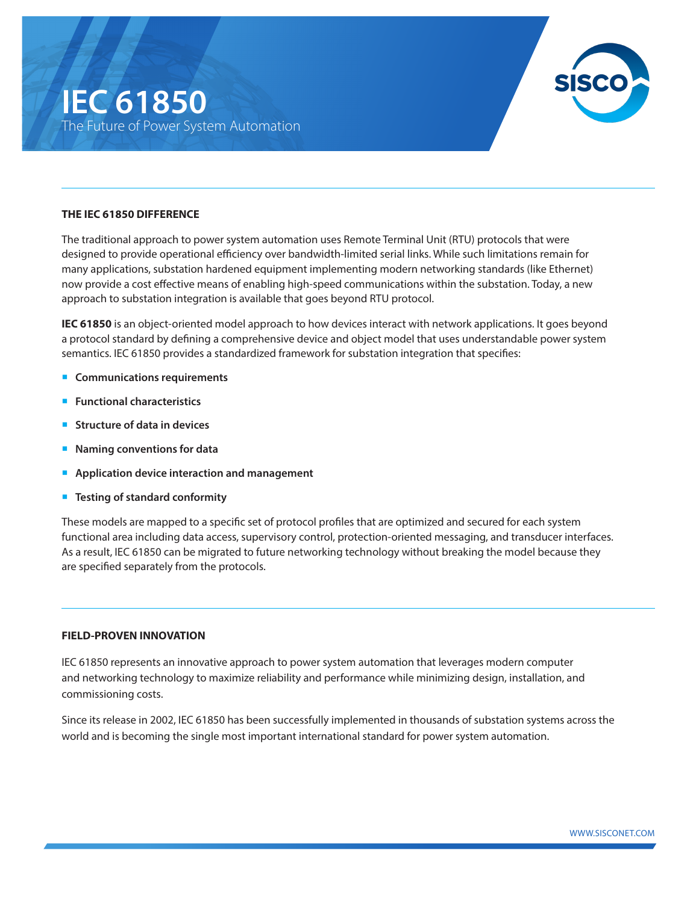# IEC 61850

The Future of Power System Automation

## THE IEC 61850 DIFFERENCE

The traditional approach to power system automation uses Remote Terminal Unit (RTU) protocols that were designed to provide operational efficiency over bandwidth-limited serial links. While such limitations remain for many applications, substation hardened equipment implementing modern networking standards (like Ethernet) now provide a cost effective means of enabling high-speed communications within the substation. Today, a new approach to substation integration is available that goes beyond RTU protocol.

**IEC 61850** is an object-oriented model approach to how devices interact with network applications. It goes beyond a protocol standard by defining a comprehensive device and object model that uses understandable power system semantics. IEC 61850 provides a standardized framework for substation integration that specifies:

- **Communications requirements**
- **Functional characteristics**
- **Structure of data in devices**
- **Naming conventions for data**
- **Application device interaction and management**
- **Testing of standard conformity**

These models are mapped to a specific set of protocol profiles that are optimized and secured for each system functional area including data access, supervisory control, protection-oriented messaging, and transducer interfaces. As a result, IEC 61850 can be migrated to future networking technology without breaking the model because they are specified separately from the protocols.

## FIELD-PROVEN INNOVATION

IEC 61850 represents an innovative approach to power system automation that leverages modern computer and networking technology to maximize reliability and performance while minimizing design, installation, and commissioning costs.

Since its release in 2002, IEC 61850 has been successfully implemented in thousands of substation systems across the world and is becoming the single most important international standard for power system automation.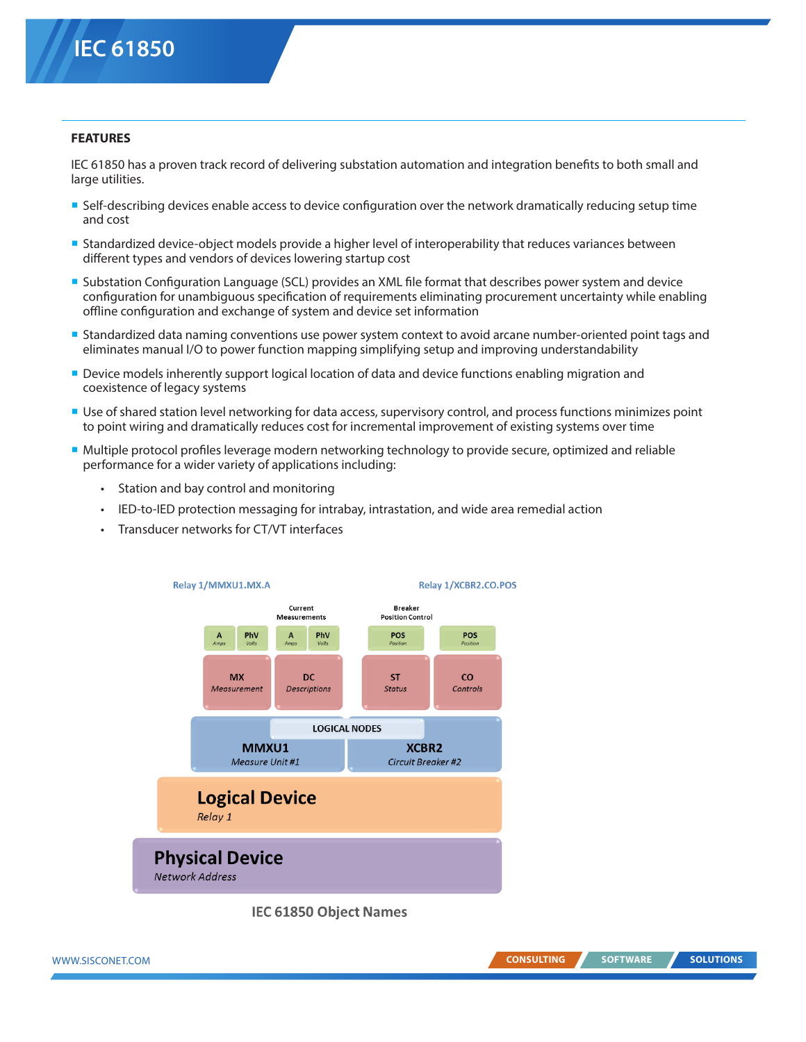## FEATURES

IEC 61850 has a proven track record of delivering substation automation and integration benefits to both small and large utilities.

- Self-describing devices enable access to device configuration over the network dramatically reducing setup time and cost
- Standardized device-object models provide a higher level of interoperability that reduces variances between different types and vendors of devices lowering startup cost
- Substation Configuration Language (SCL) provides an XML file format that describes power system and device configuration for unambiguous specification of requirements eliminating procurement uncertainty while enabling offline configuration and exchange of system and device set information
- Standardized data naming conventions use power system context to avoid arcane number-oriented point tags and eliminates manual I/O to power function mapping simplifying setup and improving understandability
- Device models inherently support logical location of data and device functions enabling migration and coexistence of legacy systems
- Use of shared station level networking for data access, supervisory control, and process functions minimizes point to point wiring and dramatically reduces cost for incremental improvement of existing systems over time
- Multiple protocol profiles leverage modern networking technology to provide secure, optimized and reliable performance for a wider variety of applications including:
  - Station and bay control and monitoring
  - IED-to-IED protection messaging for intrabay, intrastation, and wide area remedial action
  - Transducer networks for CT/VT interfaces

Relay 1/MMXU1.MX.A

Relay 1/XCBR2.CO.POS

Current Measurements

Breaker Position Control

A Amps

PhV Volts

A Amps

PhV Volts

POS Position

POS Position

MX Measurement

DC Descriptions

ST Status

CO Controls

LOGICAL NODES

MMXU1 Measure Unit #1

XCBR2 Circuit Breaker #2

Logical Device Relay 1

Physical Device Network Address

IEC 61850 Object Names